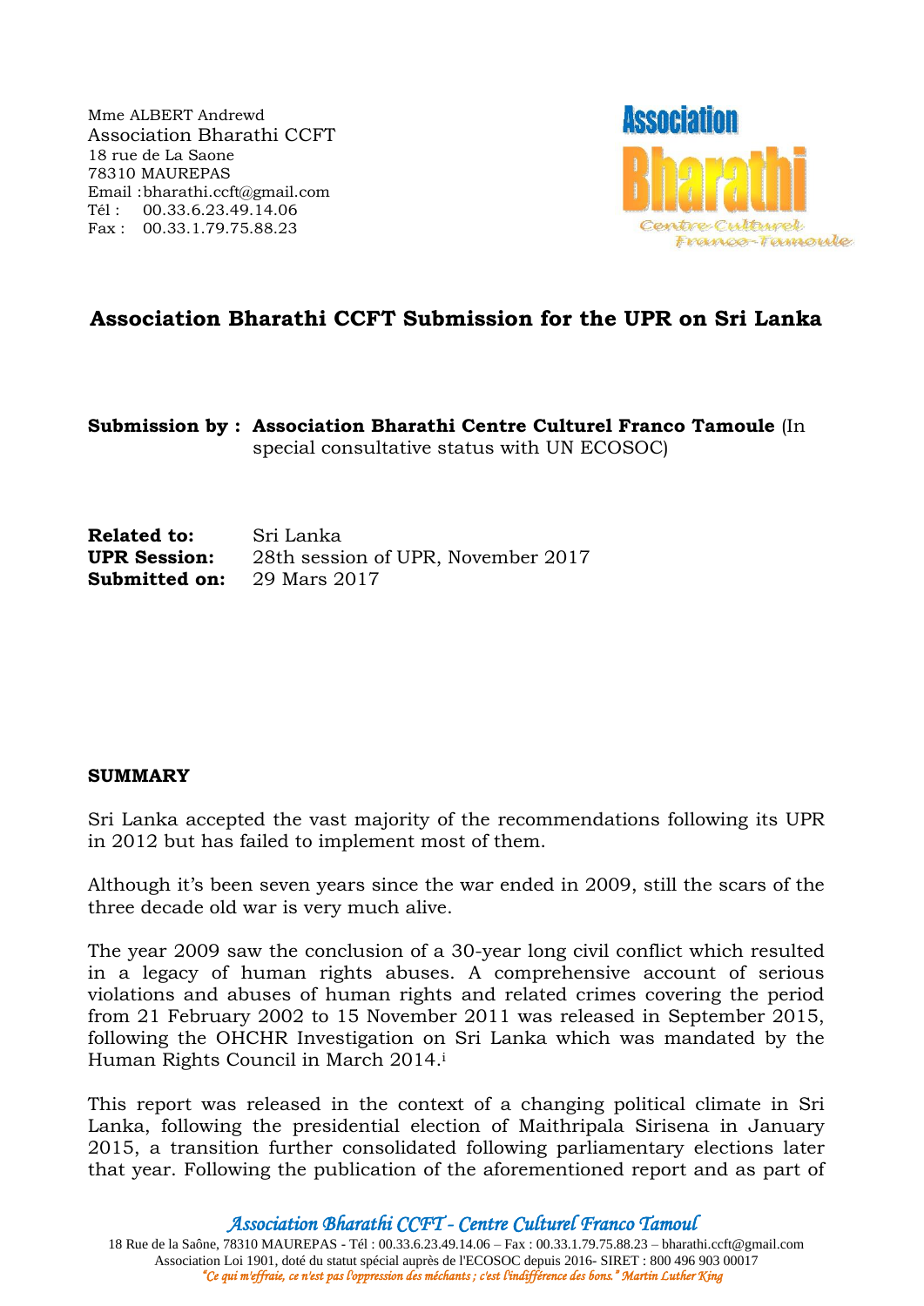Mme ALBERT Andrewd
Association Bharathi CCFT
18 rue de La Saone
78310 MAUREPAS
Email : bharathi.ccft@gmail.com
Tél : 00.33.6.23.49.14.06
Fax : 00.33.1.79.75.88.23

# Association Bharathi CCFT Submission for the UPR on Sri Lanka

**Submission by :** **Association Bharathi Centre Culturel Franco Tamoule** (In special consultative status with UN ECOSOC)

**Related to:** Sri Lanka
**UPR Session:** 28th session of UPR, November 2017
**Submitted on:** 29 Mars 2017

## SUMMARY

Sri Lanka accepted the vast majority of the recommendations following its UPR in 2012 but has failed to implement most of them.

Although it's been seven years since the war ended in 2009, still the scars of the three decade old war is very much alive.

The year 2009 saw the conclusion of a 30-year long civil conflict which resulted in a legacy of human rights abuses. A comprehensive account of serious violations and abuses of human rights and related crimes covering the period from 21 February 2002 to 15 November 2011 was released in September 2015, following the OHCHR Investigation on Sri Lanka which was mandated by the Human Rights Council in March 2014.[i]

This report was released in the context of a changing political climate in Sri Lanka, following the presidential election of Maithripala Sirisena in January 2015, a transition further consolidated following parliamentary elections later that year. Following the publication of the aforementioned report and as part of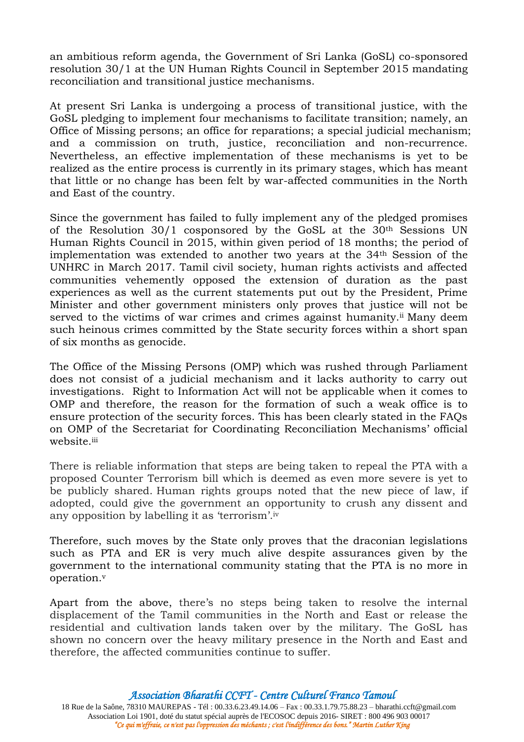an ambitious reform agenda, the Government of Sri Lanka (GoSL) co-sponsored resolution 30/1 at the UN Human Rights Council in September 2015 mandating reconciliation and transitional justice mechanisms.

At present Sri Lanka is undergoing a process of transitional justice, with the GoSL pledging to implement four mechanisms to facilitate transition; namely, an Office of Missing persons; an office for reparations; a special judicial mechanism; and a commission on truth, justice, reconciliation and non-recurrence. Nevertheless, an effective implementation of these mechanisms is yet to be realized as the entire process is currently in its primary stages, which has meant that little or no change has been felt by war-affected communities in the North and East of the country.

Since the government has failed to fully implement any of the pledged promises of the Resolution 30/1 cosponsored by the GoSL at the 30th Sessions UN Human Rights Council in 2015, within given period of 18 months; the period of implementation was extended to another two years at the 34th Session of the UNHRC in March 2017. Tamil civil society, human rights activists and affected communities vehemently opposed the extension of duration as the past experiences as well as the current statements put out by the President, Prime Minister and other government ministers only proves that justice will not be served to the victims of war crimes and crimes against humanity.[ii] Many deem such heinous crimes committed by the State security forces within a short span of six months as genocide.

The Office of the Missing Persons (OMP) which was rushed through Parliament does not consist of a judicial mechanism and it lacks authority to carry out investigations. Right to Information Act will not be applicable when it comes to OMP and therefore, the reason for the formation of such a weak office is to ensure protection of the security forces. This has been clearly stated in the FAQs on OMP of the Secretariat for Coordinating Reconciliation Mechanisms' official website.[iii]

There is reliable information that steps are being taken to repeal the PTA with a proposed Counter Terrorism bill which is deemed as even more severe is yet to be publicly shared. Human rights groups noted that the new piece of law, if adopted, could give the government an opportunity to crush any dissent and any opposition by labelling it as 'terrorism'.[iv]

Therefore, such moves by the State only proves that the draconian legislations such as PTA and ER is very much alive despite assurances given by the government to the international community stating that the PTA is no more in operation.[v]

Apart from the above, there's no steps being taken to resolve the internal displacement of the Tamil communities in the North and East or release the residential and cultivation lands taken over by the military. The GoSL has shown no concern over the heavy military presence in the North and East and therefore, the affected communities continue to suffer.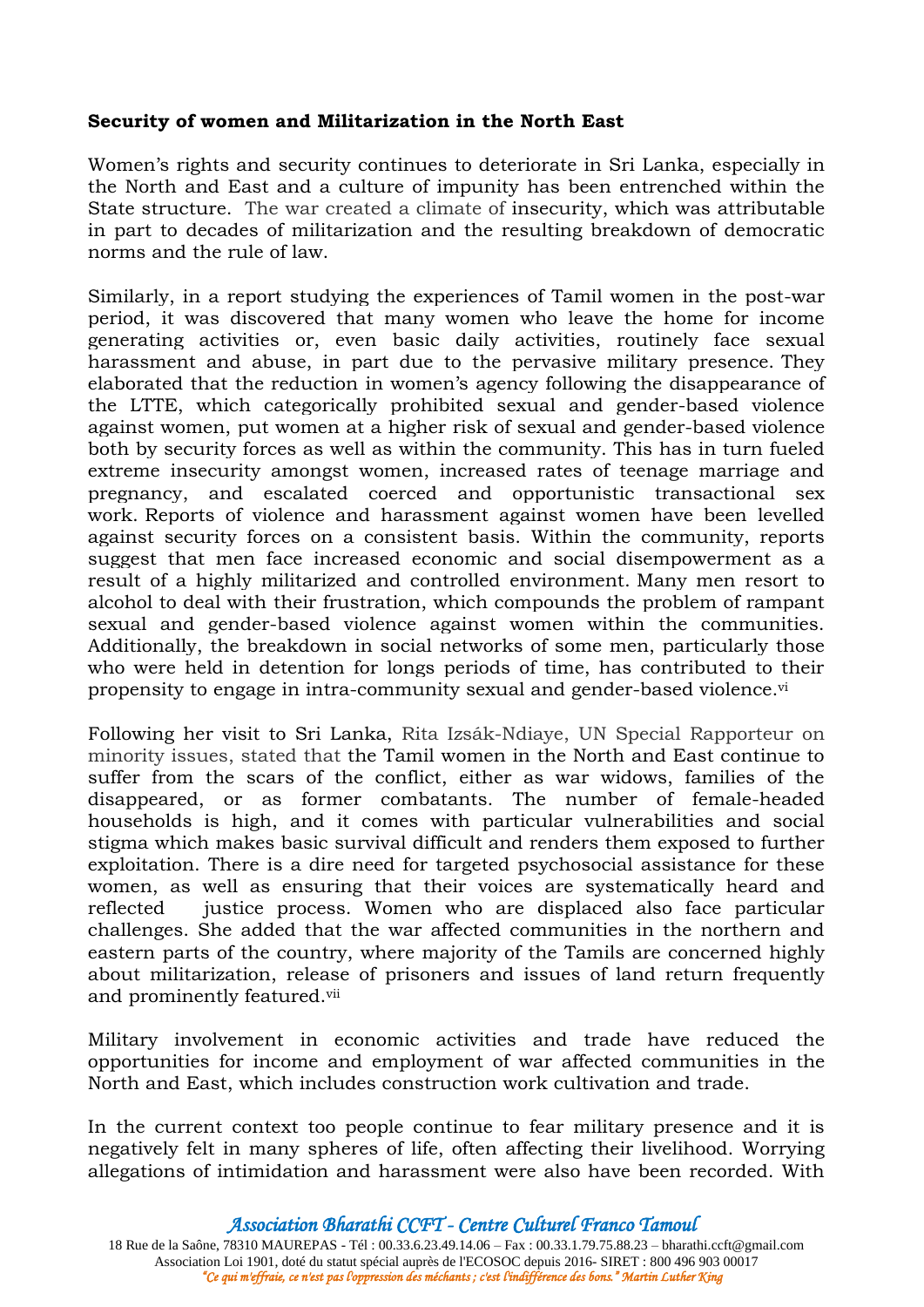**Security of women and Militarization in the North East**

Women's rights and security continues to deteriorate in Sri Lanka, especially in the North and East and a culture of impunity has been entrenched within the State structure. The war created a climate of insecurity, which was attributable in part to decades of militarization and the resulting breakdown of democratic norms and the rule of law.

Similarly, in a report studying the experiences of Tamil women in the post-war period, it was discovered that many women who leave the home for income generating activities or, even basic daily activities, routinely face sexual harassment and abuse, in part due to the pervasive military presence. They elaborated that the reduction in women's agency following the disappearance of the LTTE, which categorically prohibited sexual and gender-based violence against women, put women at a higher risk of sexual and gender-based violence both by security forces as well as within the community. This has in turn fueled extreme insecurity amongst women, increased rates of teenage marriage and pregnancy, and escalated coerced and opportunistic transactional sex work. Reports of violence and harassment against women have been levelled against security forces on a consistent basis. Within the community, reports suggest that men face increased economic and social disempowerment as a result of a highly militarized and controlled environment. Many men resort to alcohol to deal with their frustration, which compounds the problem of rampant sexual and gender-based violence against women within the communities. Additionally, the breakdown in social networks of some men, particularly those who were held in detention for longs periods of time, has contributed to their propensity to engage in intra-community sexual and gender-based violence.[vi]

Following her visit to Sri Lanka, Rita Izsák-Ndiaye, UN Special Rapporteur on minority issues, stated that the Tamil women in the North and East continue to suffer from the scars of the conflict, either as war widows, families of the disappeared, or as former combatants. The number of female-headed households is high, and it comes with particular vulnerabilities and social stigma which makes basic survival difficult and renders them exposed to further exploitation. There is a dire need for targeted psychosocial assistance for these women, as well as ensuring that their voices are systematically heard and reflected justice process. Women who are displaced also face particular challenges. She added that the war affected communities in the northern and eastern parts of the country, where majority of the Tamils are concerned highly about militarization, release of prisoners and issues of land return frequently and prominently featured.[vii]

Military involvement in economic activities and trade have reduced the opportunities for income and employment of war affected communities in the North and East, which includes construction work cultivation and trade.

In the current context too people continue to fear military presence and it is negatively felt in many spheres of life, often affecting their livelihood. Worrying allegations of intimidation and harassment were also have been recorded. With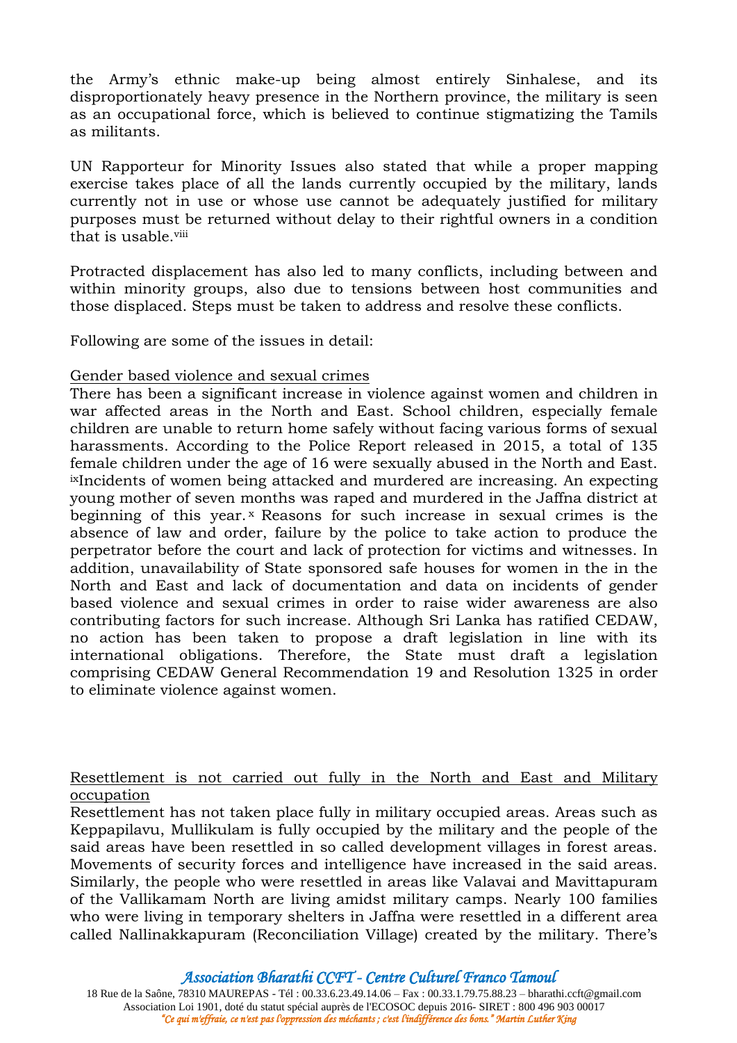the Army's ethnic make-up being almost entirely Sinhalese, and its disproportionately heavy presence in the Northern province, the military is seen as an occupational force, which is believed to continue stigmatizing the Tamils as militants.

UN Rapporteur for Minority Issues also stated that while a proper mapping exercise takes place of all the lands currently occupied by the military, lands currently not in use or whose use cannot be adequately justified for military purposes must be returned without delay to their rightful owners in a condition that is usable.[viii]

Protracted displacement has also led to many conflicts, including between and within minority groups, also due to tensions between host communities and those displaced. Steps must be taken to address and resolve these conflicts.

Following are some of the issues in detail:

<u>Gender based violence and sexual crimes</u>

There has been a significant increase in violence against women and children in war affected areas in the North and East. School children, especially female children are unable to return home safely without facing various forms of sexual harassments. According to the Police Report released in 2015, a total of 135 female children under the age of 16 were sexually abused in the North and East.[ix]Incidents of women being attacked and murdered are increasing. An expecting young mother of seven months was raped and murdered in the Jaffna district at beginning of this year.[x] Reasons for such increase in sexual crimes is the absence of law and order, failure by the police to take action to produce the perpetrator before the court and lack of protection for victims and witnesses. In addition, unavailability of State sponsored safe houses for women in the in the North and East and lack of documentation and data on incidents of gender based violence and sexual crimes in order to raise wider awareness are also contributing factors for such increase. Although Sri Lanka has ratified CEDAW, no action has been taken to propose a draft legislation in line with its international obligations. Therefore, the State must draft a legislation comprising CEDAW General Recommendation 19 and Resolution 1325 in order to eliminate violence against women.

<u>Resettlement is not carried out fully in the North and East and Military occupation</u>

Resettlement has not taken place fully in military occupied areas. Areas such as Keppapilavu, Mullikulam is fully occupied by the military and the people of the said areas have been resettled in so called development villages in forest areas. Movements of security forces and intelligence have increased in the said areas. Similarly, the people who were resettled in areas like Valavai and Mavittapuram of the Vallikamam North are living amidst military camps. Nearly 100 families who were living in temporary shelters in Jaffna were resettled in a different area called Nallinakkapuram (Reconciliation Village) created by the military. There's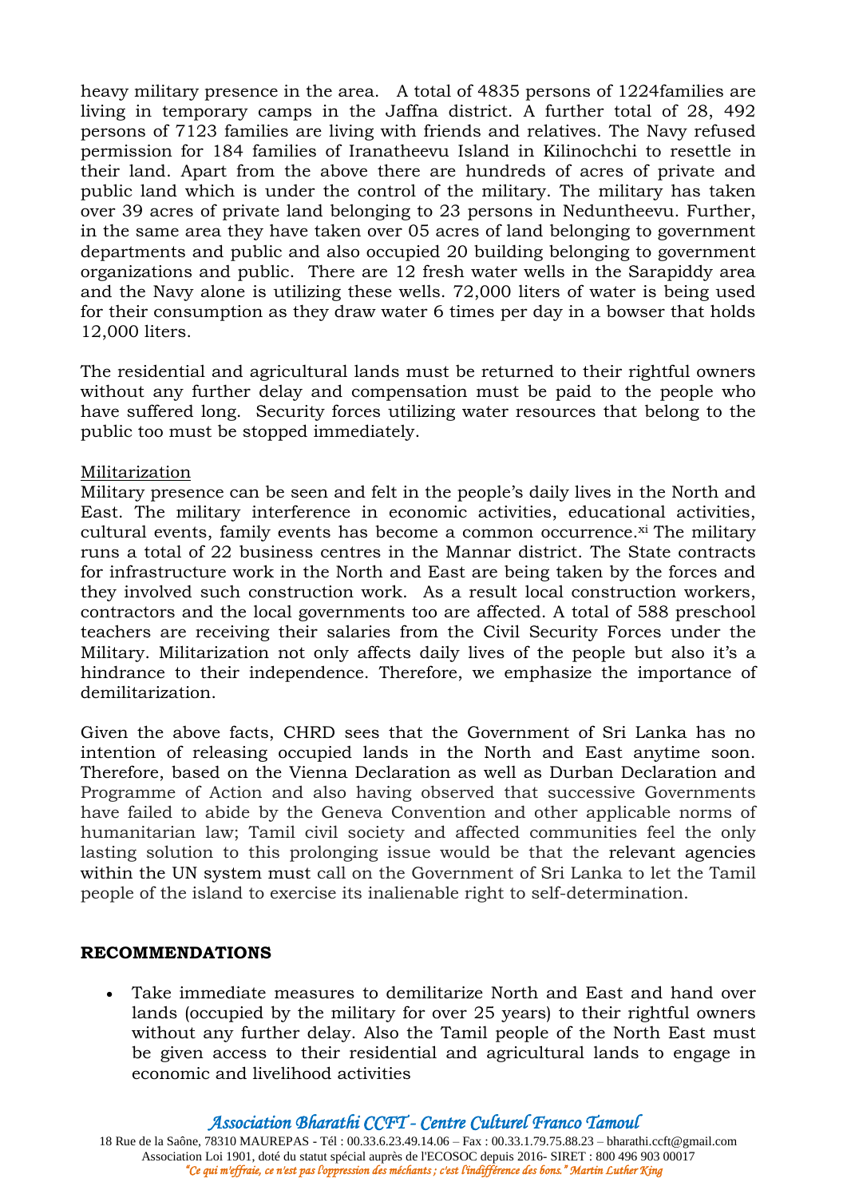heavy military presence in the area. A total of 4835 persons of 1224families are living in temporary camps in the Jaffna district. A further total of 28, 492 persons of 7123 families are living with friends and relatives. The Navy refused permission for 184 families of Iranatheevu Island in Kilinochchi to resettle in their land. Apart from the above there are hundreds of acres of private and public land which is under the control of the military. The military has taken over 39 acres of private land belonging to 23 persons in Neduntheevu. Further, in the same area they have taken over 05 acres of land belonging to government departments and public and also occupied 20 building belonging to government organizations and public. There are 12 fresh water wells in the Sarapiddy area and the Navy alone is utilizing these wells. 72,000 liters of water is being used for their consumption as they draw water 6 times per day in a bowser that holds 12,000 liters.

The residential and agricultural lands must be returned to their rightful owners without any further delay and compensation must be paid to the people who have suffered long. Security forces utilizing water resources that belong to the public too must be stopped immediately.

Militarization

Military presence can be seen and felt in the people's daily lives in the North and East. The military interference in economic activities, educational activities, cultural events, family events has become a common occurrence.[xi] The military runs a total of 22 business centres in the Mannar district. The State contracts for infrastructure work in the North and East are being taken by the forces and they involved such construction work. As a result local construction workers, contractors and the local governments too are affected. A total of 588 preschool teachers are receiving their salaries from the Civil Security Forces under the Military. Militarization not only affects daily lives of the people but also it's a hindrance to their independence. Therefore, we emphasize the importance of demilitarization.

Given the above facts, CHRD sees that the Government of Sri Lanka has no intention of releasing occupied lands in the North and East anytime soon. Therefore, based on the Vienna Declaration as well as Durban Declaration and Programme of Action and also having observed that successive Governments have failed to abide by the Geneva Convention and other applicable norms of humanitarian law; Tamil civil society and affected communities feel the only lasting solution to this prolonging issue would be that the relevant agencies within the UN system must call on the Government of Sri Lanka to let the Tamil people of the island to exercise its inalienable right to self-determination.

**RECOMMENDATIONS**

- Take immediate measures to demilitarize North and East and hand over lands (occupied by the military for over 25 years) to their rightful owners without any further delay. Also the Tamil people of the North East must be given access to their residential and agricultural lands to engage in economic and livelihood activities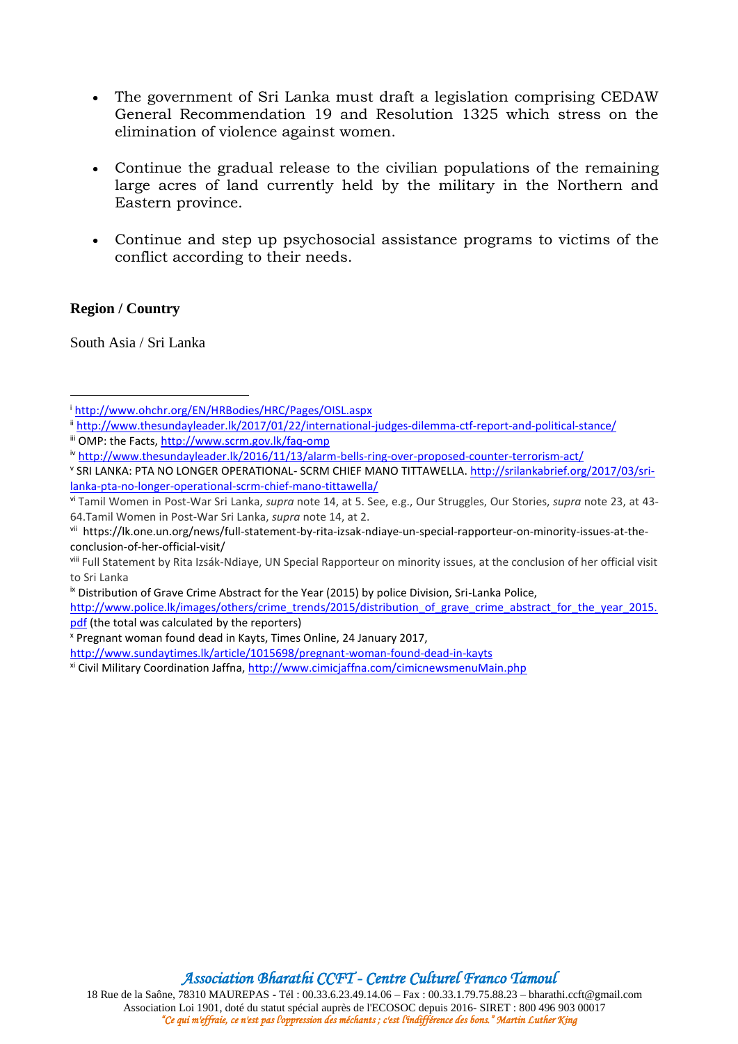- The government of Sri Lanka must draft a legislation comprising CEDAW General Recommendation 19 and Resolution 1325 which stress on the elimination of violence against women.

- Continue the gradual release to the civilian populations of the remaining large acres of land currently held by the military in the Northern and Eastern province.

- Continue and step up psychosocial assistance programs to victims of the conflict according to their needs.

**Region / Country**

South Asia / Sri Lanka

---

[i] http://www.ohchr.org/EN/HRBodies/HRC/Pages/OISL.aspx

[ii] http://www.thesundayleader.lk/2017/01/22/international-judges-dilemma-ctf-report-and-political-stance/

[iii] OMP: the Facts, http://www.scrm.gov.lk/faq-omp

[iv] http://www.thesundayleader.lk/2016/11/13/alarm-bells-ring-over-proposed-counter-terrorism-act/

[v] SRI LANKA: PTA NO LONGER OPERATIONAL- SCRM CHIEF MANO TITTAWELLA. http://srilankabrief.org/2017/03/sri-lanka-pta-no-longer-operational-scrm-chief-mano-tittawella/

[vi] Tamil Women in Post-War Sri Lanka, *supra* note 14, at 5. See, e.g., Our Struggles, Our Stories, *supra* note 23, at 43-64.Tamil Women in Post-War Sri Lanka, *supra* note 14, at 2.

[vii] https://lk.one.un.org/news/full-statement-by-rita-izsak-ndiaye-un-special-rapporteur-on-minority-issues-at-the-conclusion-of-her-official-visit/

[viii] Full Statement by Rita Izsák-Ndiaye, UN Special Rapporteur on minority issues, at the conclusion of her official visit to Sri Lanka

[ix] Distribution of Grave Crime Abstract for the Year (2015) by police Division, Sri-Lanka Police, http://www.police.lk/images/others/crime_trends/2015/distribution_of_grave_crime_abstract_for_the_year_2015.pdf (the total was calculated by the reporters)

[x] Pregnant woman found dead in Kayts, Times Online, 24 January 2017, http://www.sundaytimes.lk/article/1015698/pregnant-woman-found-dead-in-kayts

[xi] Civil Military Coordination Jaffna, http://www.cimicjaffna.com/cimicnewsmenuMain.php